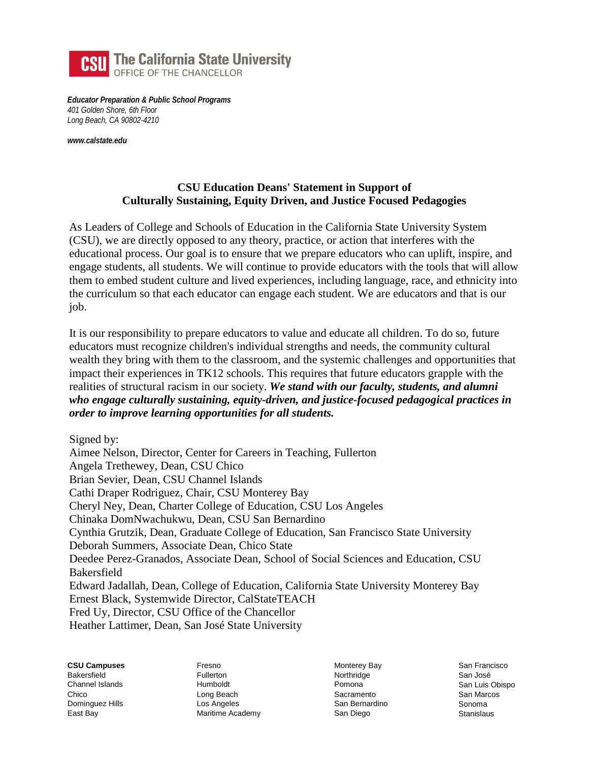**CSU The California State University**
OFFICE OF THE CHANCELLOR

***Educator Preparation & Public School Programs***
*401 Golden Shore, 6th Floor*
*Long Beach, CA 90802-4210*

***www.calstate.edu***

## CSU Education Deans' Statement in Support of Culturally Sustaining, Equity Driven, and Justice Focused Pedagogies

As Leaders of College and Schools of Education in the California State University System (CSU), we are directly opposed to any theory, practice, or action that interferes with the educational process. Our goal is to ensure that we prepare educators who can uplift, inspire, and engage students, all students. We will continue to provide educators with the tools that will allow them to embed student culture and lived experiences, including language, race, and ethnicity into the curriculum so that each educator can engage each student. We are educators and that is our job.

It is our responsibility to prepare educators to value and educate all children. To do so, future educators must recognize children's individual strengths and needs, the community cultural wealth they bring with them to the classroom, and the systemic challenges and opportunities that impact their experiences in TK12 schools. This requires that future educators grapple with the realities of structural racism in our society. ***We stand with our faculty, students, and alumni who engage culturally sustaining, equity-driven, and justice-focused pedagogical practices in order to improve learning opportunities for all students.***

Signed by:
Aimee Nelson, Director, Center for Careers in Teaching, Fullerton
Angela Trethewey, Dean, CSU Chico
Brian Sevier, Dean, CSU Channel Islands
Cathi Draper Rodriguez, Chair, CSU Monterey Bay
Cheryl Ney, Dean, Charter College of Education, CSU Los Angeles
Chinaka DomNwachukwu, Dean, CSU San Bernardino
Cynthia Grutzik, Dean, Graduate College of Education, San Francisco State University
Deborah Summers, Associate Dean, Chico State
Deedee Perez-Granados, Associate Dean, School of Social Sciences and Education, CSU Bakersfield
Edward Jadallah, Dean, College of Education, California State University Monterey Bay
Ernest Black, Systemwide Director, CalStateTEACH
Fred Uy, Director, CSU Office of the Chancellor
Heather Lattimer, Dean, San José State University

**CSU Campuses**
Bakersfield
Channel Islands
Chico
Dominguez Hills
East Bay
Fresno
Fullerton
Humboldt
Long Beach
Los Angeles
Maritime Academy
Monterey Bay
Northridge
Pomona
Sacramento
San Bernardino
San Diego
San Francisco
San José
San Luis Obispo
San Marcos
Sonoma
Stanislaus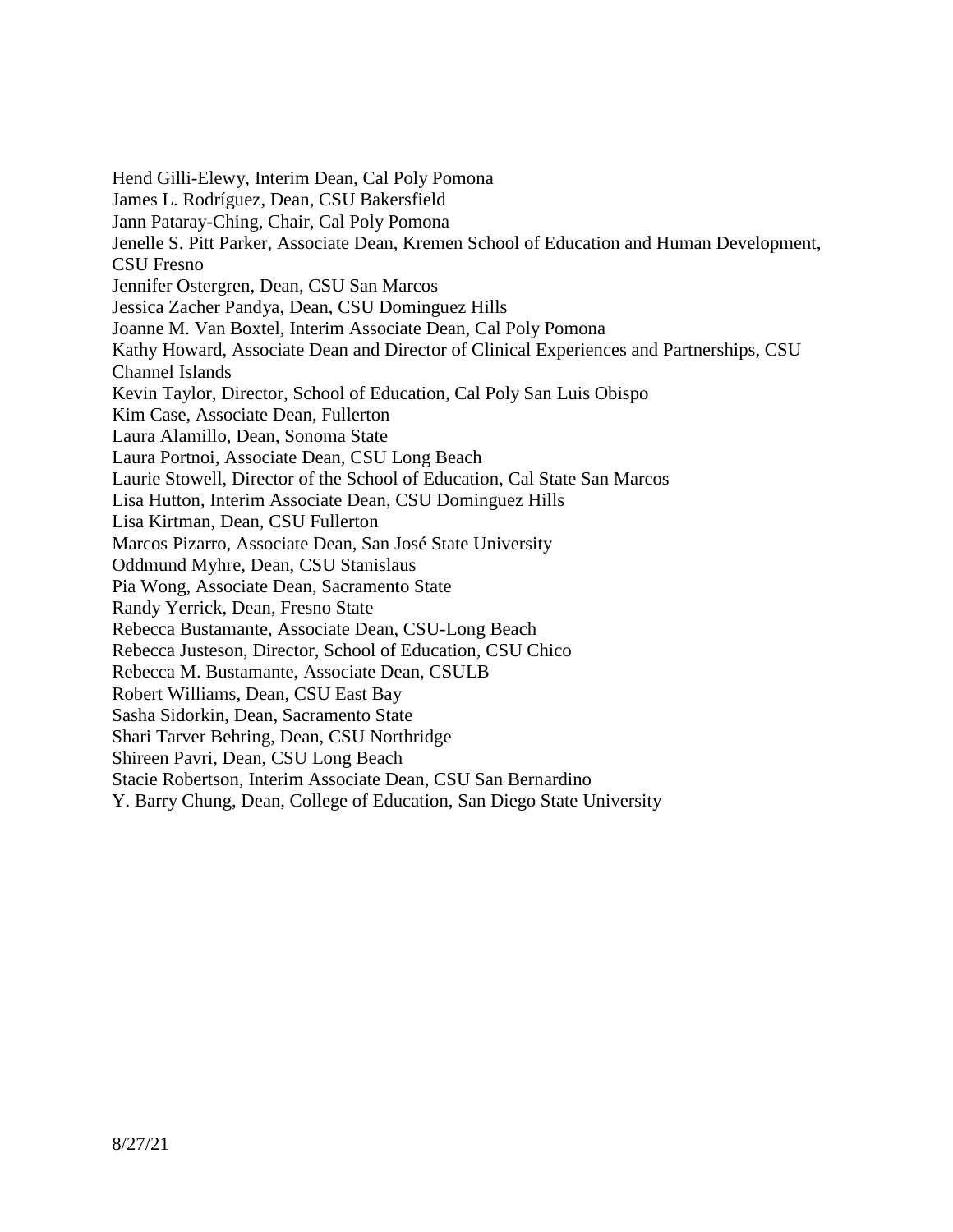Hend Gilli-Elewy, Interim Dean, Cal Poly Pomona
James L. Rodríguez, Dean, CSU Bakersfield
Jann Pataray-Ching, Chair, Cal Poly Pomona
Jenelle S. Pitt Parker, Associate Dean, Kremen School of Education and Human Development, CSU Fresno
Jennifer Ostergren, Dean, CSU San Marcos
Jessica Zacher Pandya, Dean, CSU Dominguez Hills
Joanne M. Van Boxtel, Interim Associate Dean, Cal Poly Pomona
Kathy Howard, Associate Dean and Director of Clinical Experiences and Partnerships, CSU Channel Islands
Kevin Taylor, Director, School of Education, Cal Poly San Luis Obispo
Kim Case, Associate Dean, Fullerton
Laura Alamillo, Dean, Sonoma State
Laura Portnoi, Associate Dean, CSU Long Beach
Laurie Stowell, Director of the School of Education, Cal State San Marcos
Lisa Hutton, Interim Associate Dean, CSU Dominguez Hills
Lisa Kirtman, Dean, CSU Fullerton
Marcos Pizarro, Associate Dean, San José State University
Oddmund Myhre, Dean, CSU Stanislaus
Pia Wong, Associate Dean, Sacramento State
Randy Yerrick, Dean, Fresno State
Rebecca Bustamante, Associate Dean, CSU-Long Beach
Rebecca Justeson, Director, School of Education, CSU Chico
Rebecca M. Bustamante, Associate Dean, CSULB
Robert Williams, Dean, CSU East Bay
Sasha Sidorkin, Dean, Sacramento State
Shari Tarver Behring, Dean, CSU Northridge
Shireen Pavri, Dean, CSU Long Beach
Stacie Robertson, Interim Associate Dean, CSU San Bernardino
Y. Barry Chung, Dean, College of Education, San Diego State University

8/27/21